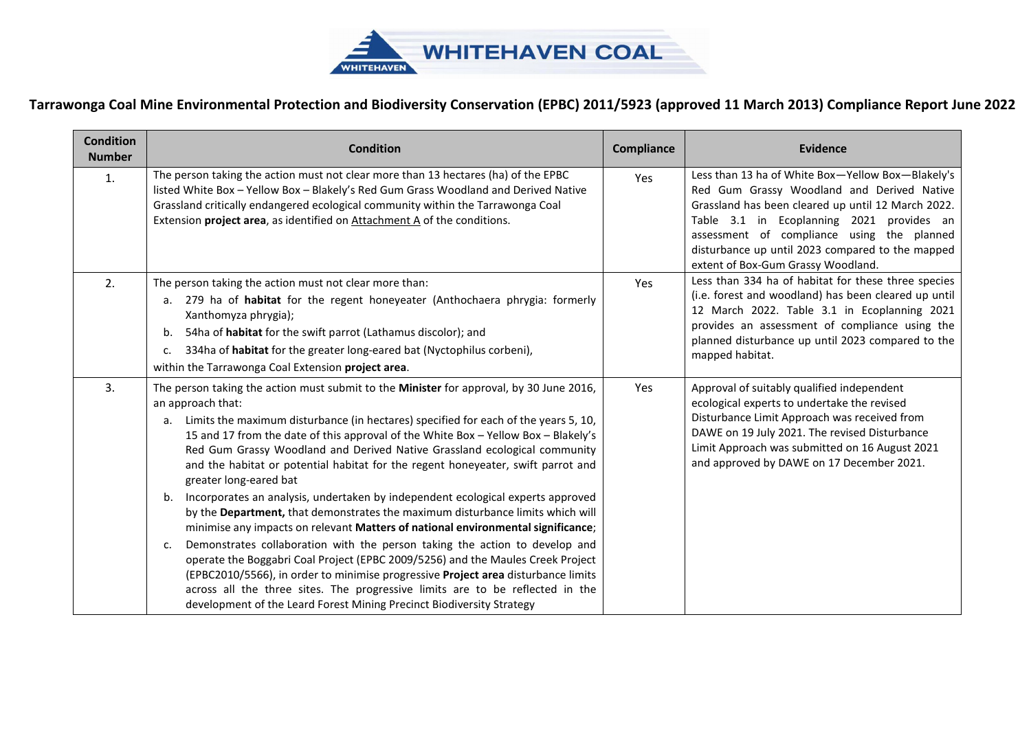# Tarrawonga Coal Mine Environmental Protection and Biodiversity Conservation (EPBC) 2011/5923 (approved 11 March 2013) Compliance Report June 2022

| Condition Number | Condition | Compliance | Evidence |
|---|---|---|---|
| 1. | The person taking the action must not clear more than 13 hectares (ha) of the EPBC listed White Box – Yellow Box – Blakely's Red Gum Grass Woodland and Derived Native Grassland critically endangered ecological community within the Tarrawonga Coal Extension **project area**, as identified on Attachment A of the conditions. | Yes | Less than 13 ha of White Box—Yellow Box—Blakely's Red Gum Grassy Woodland and Derived Native Grassland has been cleared up until 12 March 2022. Table 3.1 in Ecoplanning 2021 provides an assessment of compliance using the planned disturbance up until 2023 compared to the mapped extent of Box-Gum Grassy Woodland. |
| 2. | The person taking the action must not clear more than:<br>a. 279 ha of **habitat** for the regent honeyeater (Anthochaera phrygia: formerly Xanthomyza phrygia);<br>b. 54ha of **habitat** for the swift parrot (Lathamus discolor); and<br>c. 334ha of **habitat** for the greater long-eared bat (Nyctophilus corbeni),<br>within the Tarrawonga Coal Extension **project area**. | Yes | Less than 334 ha of habitat for these three species (i.e. forest and woodland) has been cleared up until 12 March 2022. Table 3.1 in Ecoplanning 2021 provides an assessment of compliance using the planned disturbance up until 2023 compared to the mapped habitat. |
| 3. | The person taking the action must submit to the **Minister** for approval, by 30 June 2016, an approach that:<br>a. Limits the maximum disturbance (in hectares) specified for each of the years 5, 10, 15 and 17 from the date of this approval of the White Box – Yellow Box – Blakely's Red Gum Grassy Woodland and Derived Native Grassland ecological community and the habitat or potential habitat for the regent honeyeater, swift parrot and greater long-eared bat<br>b. Incorporates an analysis, undertaken by independent ecological experts approved by the **Department,** that demonstrates the maximum disturbance limits which will minimise any impacts on relevant **Matters of national environmental significance**;<br>c. Demonstrates collaboration with the person taking the action to develop and operate the Boggabri Coal Project (EPBC 2009/5256) and the Maules Creek Project (EPBC2010/5566), in order to minimise progressive **Project area** disturbance limits across all the three sites. The progressive limits are to be reflected in the development of the Leard Forest Mining Precinct Biodiversity Strategy | Yes | Approval of suitably qualified independent ecological experts to undertake the revised Disturbance Limit Approach was received from DAWE on 19 July 2021. The revised Disturbance Limit Approach was submitted on 16 August 2021 and approved by DAWE on 17 December 2021. |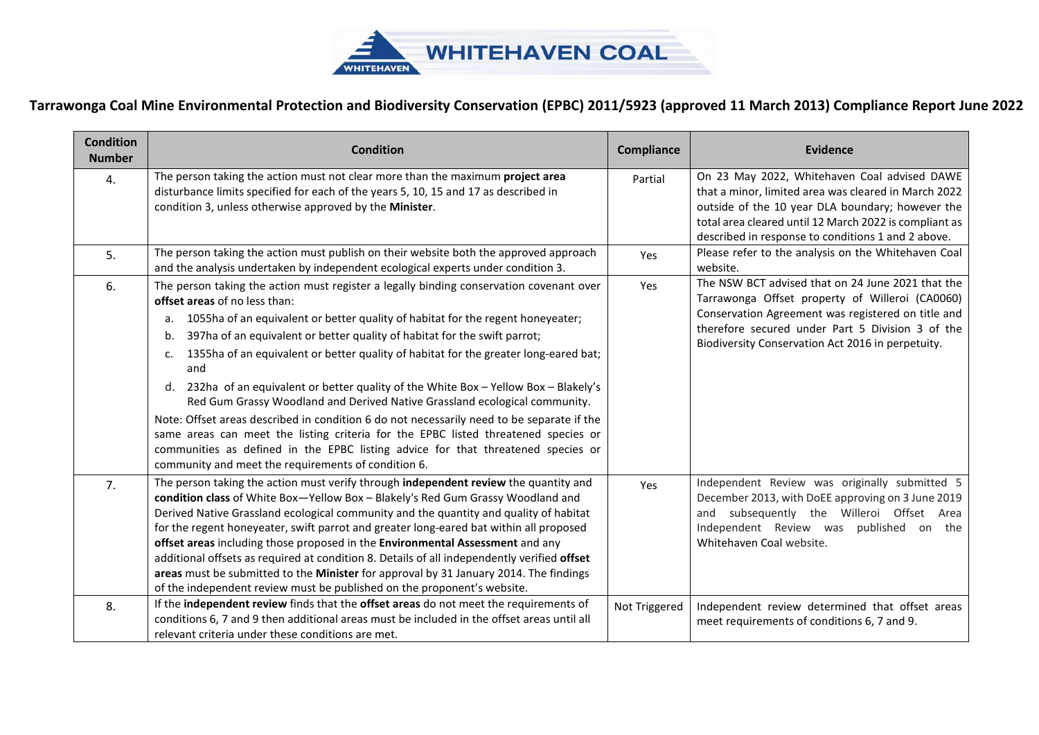# Tarrawonga Coal Mine Environmental Protection and Biodiversity Conservation (EPBC) 2011/5923 (approved 11 March 2013) Compliance Report June 2022

| Condition Number | Condition | Compliance | Evidence |
|---|---|---|---|
| 4. | The person taking the action must not clear more than the maximum **project area** disturbance limits specified for each of the years 5, 10, 15 and 17 as described in condition 3, unless otherwise approved by the **Minister**. | Partial | On 23 May 2022, Whitehaven Coal advised DAWE that a minor, limited area was cleared in March 2022 outside of the 10 year DLA boundary; however the total area cleared until 12 March 2022 is compliant as described in response to conditions 1 and 2 above. |
| 5. | The person taking the action must publish on their website both the approved approach and the analysis undertaken by independent ecological experts under condition 3. | Yes | Please refer to the analysis on the Whitehaven Coal website. |
| 6. | The person taking the action must register a legally binding conservation covenant over **offset areas** of no less than:<br>a. 1055ha of an equivalent or better quality of habitat for the regent honeyeater;<br>b. 397ha of an equivalent or better quality of habitat for the swift parrot;<br>c. 1355ha of an equivalent or better quality of habitat for the greater long-eared bat; and<br>d. 232ha of an equivalent or better quality of the White Box – Yellow Box – Blakely's Red Gum Grassy Woodland and Derived Native Grassland ecological community.<br>Note: Offset areas described in condition 6 do not necessarily need to be separate if the same areas can meet the listing criteria for the EPBC listed threatened species or communities as defined in the EPBC listing advice for that threatened species or community and meet the requirements of condition 6. | Yes | The NSW BCT advised that on 24 June 2021 that the Tarrawonga Offset property of Willeroi (CA0060) Conservation Agreement was registered on title and therefore secured under Part 5 Division 3 of the Biodiversity Conservation Act 2016 in perpetuity. |
| 7. | The person taking the action must verify through **independent review** the quantity and **condition class** of White Box—Yellow Box – Blakely's Red Gum Grassy Woodland and Derived Native Grassland ecological community and the quantity and quality of habitat for the regent honeyeater, swift parrot and greater long-eared bat within all proposed **offset areas** including those proposed in the **Environmental Assessment** and any additional offsets as required at condition 8. Details of all independently verified **offset areas** must be submitted to the **Minister** for approval by 31 January 2014. The findings of the independent review must be published on the proponent's website. | Yes | Independent Review was originally submitted 5 December 2013, with DoEE approving on 3 June 2019 and subsequently the Willeroi Offset Area Independent Review was published on the Whitehaven Coal website. |
| 8. | If the **independent review** finds that the **offset areas** do not meet the requirements of conditions 6, 7 and 9 then additional areas must be included in the offset areas until all relevant criteria under these conditions are met. | Not Triggered | Independent review determined that offset areas meet requirements of conditions 6, 7 and 9. |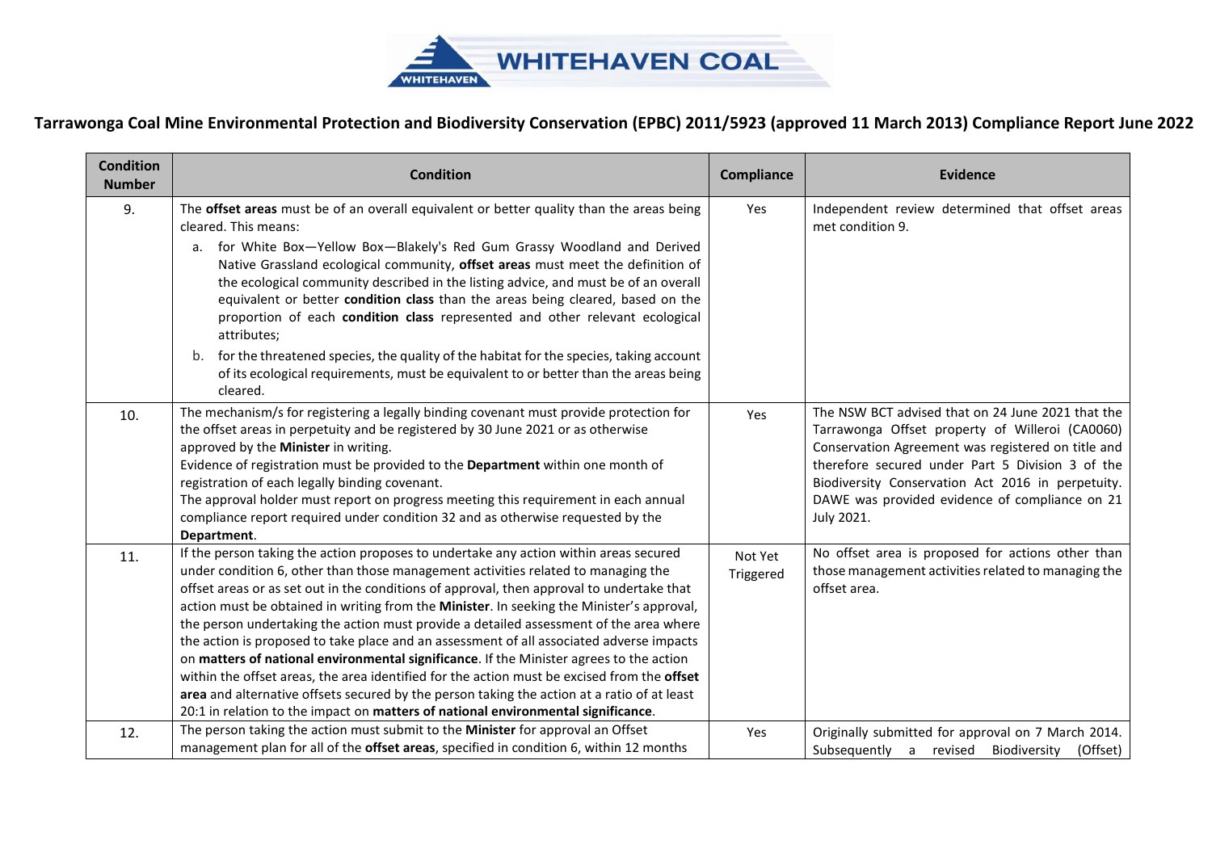# Tarrawonga Coal Mine Environmental Protection and Biodiversity Conservation (EPBC) 2011/5923 (approved 11 March 2013) Compliance Report June 2022

| Condition Number | Condition | Compliance | Evidence |
|---|---|---|---|
| 9. | The **offset areas** must be of an overall equivalent or better quality than the areas being cleared. This means: <br> a. for White Box—Yellow Box—Blakely's Red Gum Grassy Woodland and Derived Native Grassland ecological community, **offset areas** must meet the definition of the ecological community described in the listing advice, and must be of an overall equivalent or better **condition class** than the areas being cleared, based on the proportion of each **condition class** represented and other relevant ecological attributes; <br> b. for the threatened species, the quality of the habitat for the species, taking account of its ecological requirements, must be equivalent to or better than the areas being cleared. | Yes | Independent review determined that offset areas met condition 9. |
| 10. | The mechanism/s for registering a legally binding covenant must provide protection for the offset areas in perpetuity and be registered by 30 June 2021 or as otherwise approved by the **Minister** in writing. <br> Evidence of registration must be provided to the **Department** within one month of registration of each legally binding covenant. <br> The approval holder must report on progress meeting this requirement in each annual compliance report required under condition 32 and as otherwise requested by the **Department**. | Yes | The NSW BCT advised that on 24 June 2021 that the Tarrawonga Offset property of Willeroi (CA0060) Conservation Agreement was registered on title and therefore secured under Part 5 Division 3 of the Biodiversity Conservation Act 2016 in perpetuity. DAWE was provided evidence of compliance on 21 July 2021. |
| 11. | If the person taking the action proposes to undertake any action within areas secured under condition 6, other than those management activities related to managing the offset areas or as set out in the conditions of approval, then approval to undertake that action must be obtained in writing from the **Minister**. In seeking the Minister's approval, the person undertaking the action must provide a detailed assessment of the area where the action is proposed to take place and an assessment of all associated adverse impacts on **matters of national environmental significance**. If the Minister agrees to the action within the offset areas, the area identified for the action must be excised from the **offset area** and alternative offsets secured by the person taking the action at a ratio of at least 20:1 in relation to the impact on **matters of national environmental significance**. | Not Yet Triggered | No offset area is proposed for actions other than those management activities related to managing the offset area. |
| 12. | The person taking the action must submit to the **Minister** for approval an Offset management plan for all of the **offset areas**, specified in condition 6, within 12 months | Yes | Originally submitted for approval on 7 March 2014. Subsequently a revised Biodiversity (Offset) |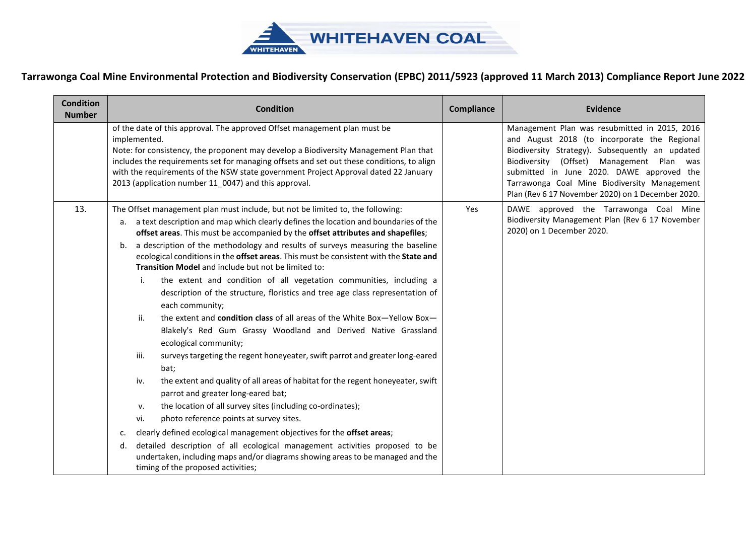# Tarrawonga Coal Mine Environmental Protection and Biodiversity Conservation (EPBC) 2011/5923 (approved 11 March 2013) Compliance Report June 2022

| Condition Number | Condition | Compliance | Evidence |
|---|---|---|---|
| | of the date of this approval. The approved Offset management plan must be implemented.<br>Note: for consistency, the proponent may develop a Biodiversity Management Plan that includes the requirements set for managing offsets and set out these conditions, to align with the requirements of the NSW state government Project Approval dated 22 January 2013 (application number 11_0047) and this approval. | | Management Plan was resubmitted in 2015, 2016 and August 2018 (to incorporate the Regional Biodiversity Strategy). Subsequently an updated Biodiversity (Offset) Management Plan was submitted in June 2020. DAWE approved the Tarrawonga Coal Mine Biodiversity Management Plan (Rev 6 17 November 2020) on 1 December 2020. |
| 13. | The Offset management plan must include, but not be limited to, the following:<br>a. a text description and map which clearly defines the location and boundaries of the **offset areas**. This must be accompanied by the **offset attributes and shapefiles**;<br>b. a description of the methodology and results of surveys measuring the baseline ecological conditions in the **offset areas**. This must be consistent with the **State and Transition Model** and include but not be limited to:<br>i. the extent and condition of all vegetation communities, including a description of the structure, floristics and tree age class representation of each community;<br>ii. the extent and **condition class** of all areas of the White Box—Yellow Box—Blakely's Red Gum Grassy Woodland and Derived Native Grassland ecological community;<br>iii. surveys targeting the regent honeyeater, swift parrot and greater long-eared bat;<br>iv. the extent and quality of all areas of habitat for the regent honeyeater, swift parrot and greater long-eared bat;<br>v. the location of all survey sites (including co-ordinates);<br>vi. photo reference points at survey sites.<br>c. clearly defined ecological management objectives for the **offset areas**;<br>d. detailed description of all ecological management activities proposed to be undertaken, including maps and/or diagrams showing areas to be managed and the timing of the proposed activities; | Yes | DAWE approved the Tarrawonga Coal Mine Biodiversity Management Plan (Rev 6 17 November 2020) on 1 December 2020. |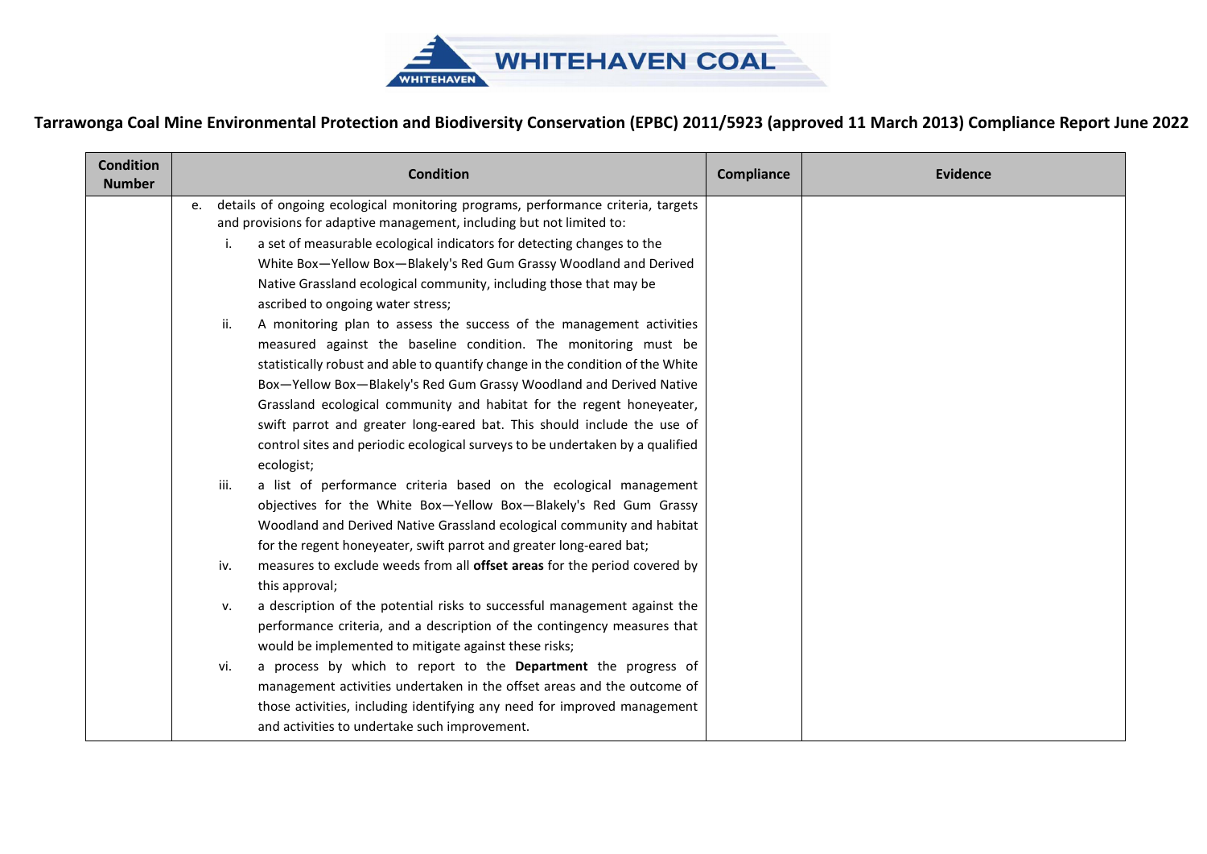# Tarrawonga Coal Mine Environmental Protection and Biodiversity Conservation (EPBC) 2011/5923 (approved 11 March 2013) Compliance Report June 2022

| Condition Number | Condition | Compliance | Evidence |
|---|---|---|---|
| | e. details of ongoing ecological monitoring programs, performance criteria, targets and provisions for adaptive management, including but not limited to:<br>i. a set of measurable ecological indicators for detecting changes to the White Box—Yellow Box—Blakely's Red Gum Grassy Woodland and Derived Native Grassland ecological community, including those that may be ascribed to ongoing water stress;<br>ii. A monitoring plan to assess the success of the management activities measured against the baseline condition. The monitoring must be statistically robust and able to quantify change in the condition of the White Box—Yellow Box—Blakely's Red Gum Grassy Woodland and Derived Native Grassland ecological community and habitat for the regent honeyeater, swift parrot and greater long-eared bat. This should include the use of control sites and periodic ecological surveys to be undertaken by a qualified ecologist;<br>iii. a list of performance criteria based on the ecological management objectives for the White Box—Yellow Box—Blakely's Red Gum Grassy Woodland and Derived Native Grassland ecological community and habitat for the regent honeyeater, swift parrot and greater long-eared bat;<br>iv. measures to exclude weeds from all **offset areas** for the period covered by this approval;<br>v. a description of the potential risks to successful management against the performance criteria, and a description of the contingency measures that would be implemented to mitigate against these risks;<br>vi. a process by which to report to the **Department** the progress of management activities undertaken in the offset areas and the outcome of those activities, including identifying any need for improved management and activities to undertake such improvement. | | |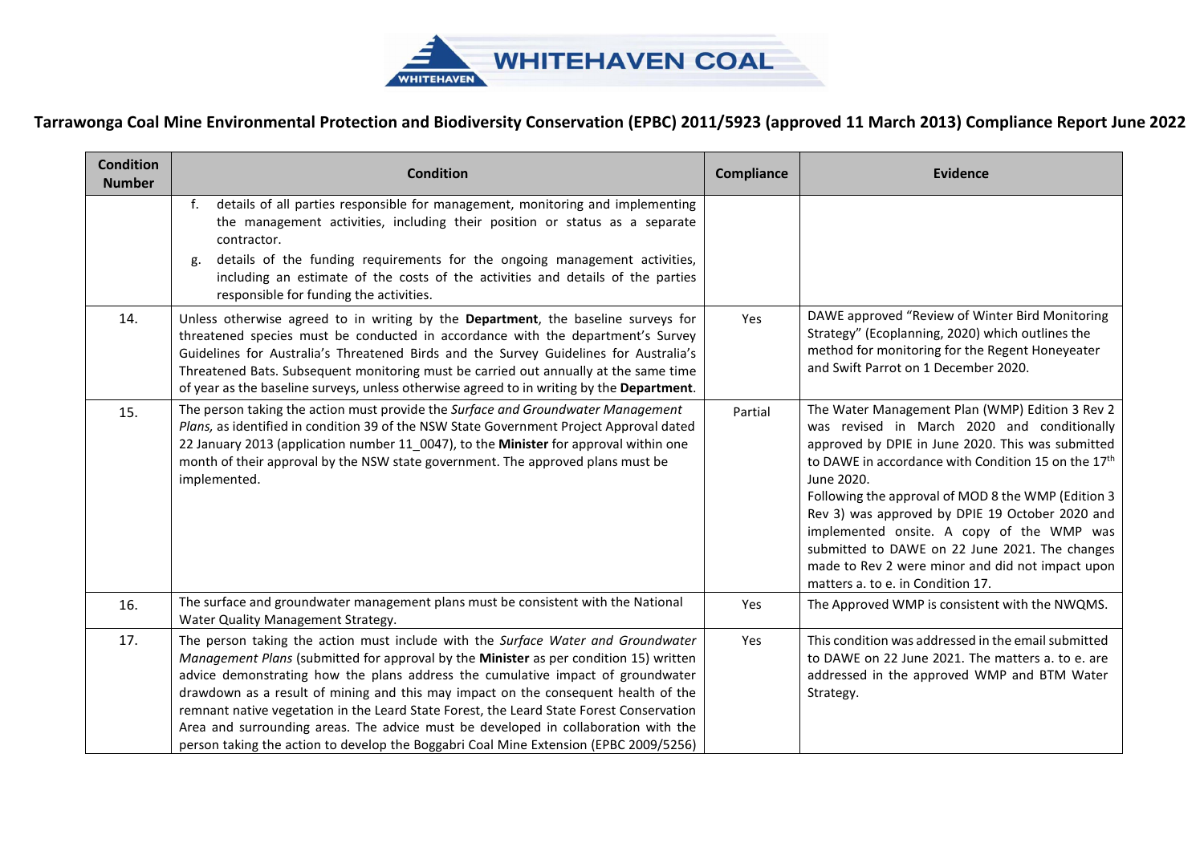# Tarrawonga Coal Mine Environmental Protection and Biodiversity Conservation (EPBC) 2011/5923 (approved 11 March 2013) Compliance Report June 2022

| Condition Number | Condition | Compliance | Evidence |
|---|---|---|---|
| | f. details of all parties responsible for management, monitoring and implementing the management activities, including their position or status as a separate contractor.<br>g. details of the funding requirements for the ongoing management activities, including an estimate of the costs of the activities and details of the parties responsible for funding the activities. | | |
| 14. | Unless otherwise agreed to in writing by the **Department**, the baseline surveys for threatened species must be conducted in accordance with the department's Survey Guidelines for Australia's Threatened Birds and the Survey Guidelines for Australia's Threatened Bats. Subsequent monitoring must be carried out annually at the same time of year as the baseline surveys, unless otherwise agreed to in writing by the **Department**. | Yes | DAWE approved "Review of Winter Bird Monitoring Strategy" (Ecoplanning, 2020) which outlines the method for monitoring for the Regent Honeyeater and Swift Parrot on 1 December 2020. |
| 15. | The person taking the action must provide the *Surface and Groundwater Management Plans,* as identified in condition 39 of the NSW State Government Project Approval dated 22 January 2013 (application number 11_0047), to the **Minister** for approval within one month of their approval by the NSW state government. The approved plans must be implemented. | Partial | The Water Management Plan (WMP) Edition 3 Rev 2 was revised in March 2020 and conditionally approved by DPIE in June 2020. This was submitted to DAWE in accordance with Condition 15 on the 17th June 2020.<br>Following the approval of MOD 8 the WMP (Edition 3 Rev 3) was approved by DPIE 19 October 2020 and implemented onsite. A copy of the WMP was submitted to DAWE on 22 June 2021. The changes made to Rev 2 were minor and did not impact upon matters a. to e. in Condition 17. |
| 16. | The surface and groundwater management plans must be consistent with the National Water Quality Management Strategy. | Yes | The Approved WMP is consistent with the NWQMS. |
| 17. | The person taking the action must include with the *Surface Water and Groundwater Management Plans* (submitted for approval by the **Minister** as per condition 15) written advice demonstrating how the plans address the cumulative impact of groundwater drawdown as a result of mining and this may impact on the consequent health of the remnant native vegetation in the Leard State Forest, the Leard State Forest Conservation Area and surrounding areas. The advice must be developed in collaboration with the person taking the action to develop the Boggabri Coal Mine Extension (EPBC 2009/5256) | Yes | This condition was addressed in the email submitted to DAWE on 22 June 2021. The matters a. to e. are addressed in the approved WMP and BTM Water Strategy. |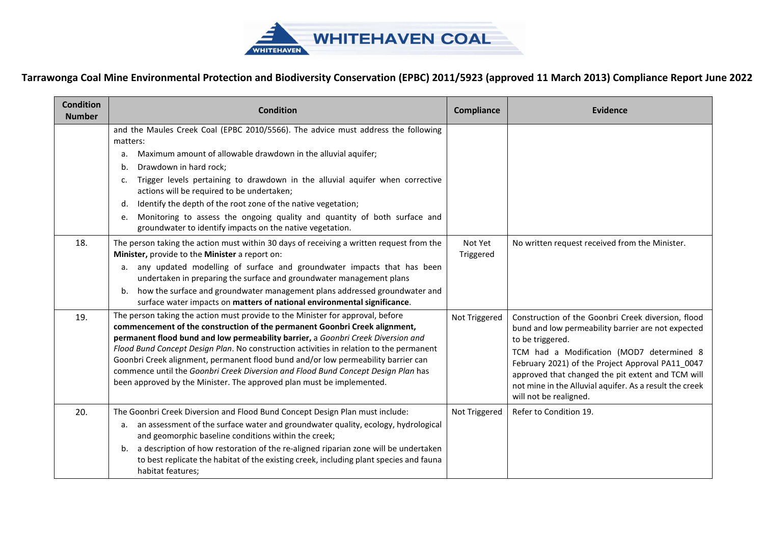**Tarrawonga Coal Mine Environmental Protection and Biodiversity Conservation (EPBC) 2011/5923 (approved 11 March 2013) Compliance Report June 2022**

| Condition Number | Condition | Compliance | Evidence |
|---|---|---|---|
| | and the Maules Creek Coal (EPBC 2010/5566). The advice must address the following matters:<br>a. Maximum amount of allowable drawdown in the alluvial aquifer;<br>b. Drawdown in hard rock;<br>c. Trigger levels pertaining to drawdown in the alluvial aquifer when corrective actions will be required to be undertaken;<br>d. Identify the depth of the root zone of the native vegetation;<br>e. Monitoring to assess the ongoing quality and quantity of both surface and groundwater to identify impacts on the native vegetation. | | |
| 18. | The person taking the action must within 30 days of receiving a written request from the **Minister,** provide to the **Minister** a report on:<br>a. any updated modelling of surface and groundwater impacts that has been undertaken in preparing the surface and groundwater management plans<br>b. how the surface and groundwater management plans addressed groundwater and surface water impacts on **matters of national environmental significance**. | Not Yet Triggered | No written request received from the Minister. |
| 19. | The person taking the action must provide to the Minister for approval, before **commencement of the construction of the permanent Goonbri Creek alignment, permanent flood bund and low permeability barrier,** a *Goonbri Creek Diversion and Flood Bund Concept Design Plan*. No construction activities in relation to the permanent Goonbri Creek alignment, permanent flood bund and/or low permeability barrier can commence until the *Goonbri Creek Diversion and Flood Bund Concept Design Plan* has been approved by the Minister. The approved plan must be implemented. | Not Triggered | Construction of the Goonbri Creek diversion, flood bund and low permeability barrier are not expected to be triggered.<br>TCM had a Modification (MOD7 determined 8 February 2021) of the Project Approval PA11_0047 approved that changed the pit extent and TCM will not mine in the Alluvial aquifer. As a result the creek will not be realigned. |
| 20. | The Goonbri Creek Diversion and Flood Bund Concept Design Plan must include:<br>a. an assessment of the surface water and groundwater quality, ecology, hydrological and geomorphic baseline conditions within the creek;<br>b. a description of how restoration of the re-aligned riparian zone will be undertaken to best replicate the habitat of the existing creek, including plant species and fauna habitat features; | Not Triggered | Refer to Condition 19. |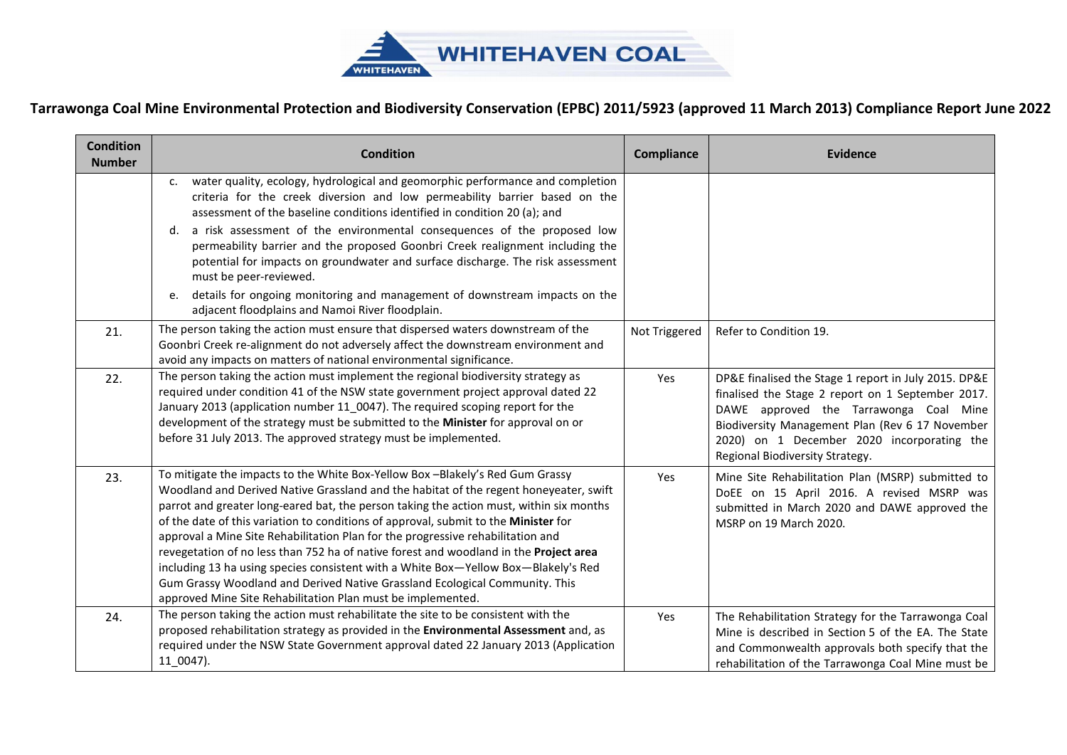# Tarrawonga Coal Mine Environmental Protection and Biodiversity Conservation (EPBC) 2011/5923 (approved 11 March 2013) Compliance Report June 2022

| Condition Number | Condition | Compliance | Evidence |
|---|---|---|---|
| | c. water quality, ecology, hydrological and geomorphic performance and completion criteria for the creek diversion and low permeability barrier based on the assessment of the baseline conditions identified in condition 20 (a); and<br>d. a risk assessment of the environmental consequences of the proposed low permeability barrier and the proposed Goonbri Creek realignment including the potential for impacts on groundwater and surface discharge. The risk assessment must be peer-reviewed.<br>e. details for ongoing monitoring and management of downstream impacts on the adjacent floodplains and Namoi River floodplain. | | |
| 21. | The person taking the action must ensure that dispersed waters downstream of the Goonbri Creek re-alignment do not adversely affect the downstream environment and avoid any impacts on matters of national environmental significance. | Not Triggered | Refer to Condition 19. |
| 22. | The person taking the action must implement the regional biodiversity strategy as required under condition 41 of the NSW state government project approval dated 22 January 2013 (application number 11_0047). The required scoping report for the development of the strategy must be submitted to the **Minister** for approval on or before 31 July 2013. The approved strategy must be implemented. | Yes | DP&E finalised the Stage 1 report in July 2015. DP&E finalised the Stage 2 report on 1 September 2017. DAWE approved the Tarrawonga Coal Mine Biodiversity Management Plan (Rev 6 17 November 2020) on 1 December 2020 incorporating the Regional Biodiversity Strategy. |
| 23. | To mitigate the impacts to the White Box-Yellow Box –Blakely's Red Gum Grassy Woodland and Derived Native Grassland and the habitat of the regent honeyeater, swift parrot and greater long-eared bat, the person taking the action must, within six months of the date of this variation to conditions of approval, submit to the **Minister** for approval a Mine Site Rehabilitation Plan for the progressive rehabilitation and revegetation of no less than 752 ha of native forest and woodland in the **Project area** including 13 ha using species consistent with a White Box—Yellow Box—Blakely's Red Gum Grassy Woodland and Derived Native Grassland Ecological Community. This approved Mine Site Rehabilitation Plan must be implemented. | Yes | Mine Site Rehabilitation Plan (MSRP) submitted to DoEE on 15 April 2016. A revised MSRP was submitted in March 2020 and DAWE approved the MSRP on 19 March 2020. |
| 24. | The person taking the action must rehabilitate the site to be consistent with the proposed rehabilitation strategy as provided in the **Environmental Assessment** and, as required under the NSW State Government approval dated 22 January 2013 (Application 11_0047). | Yes | The Rehabilitation Strategy for the Tarrawonga Coal Mine is described in Section 5 of the EA. The State and Commonwealth approvals both specify that the rehabilitation of the Tarrawonga Coal Mine must be |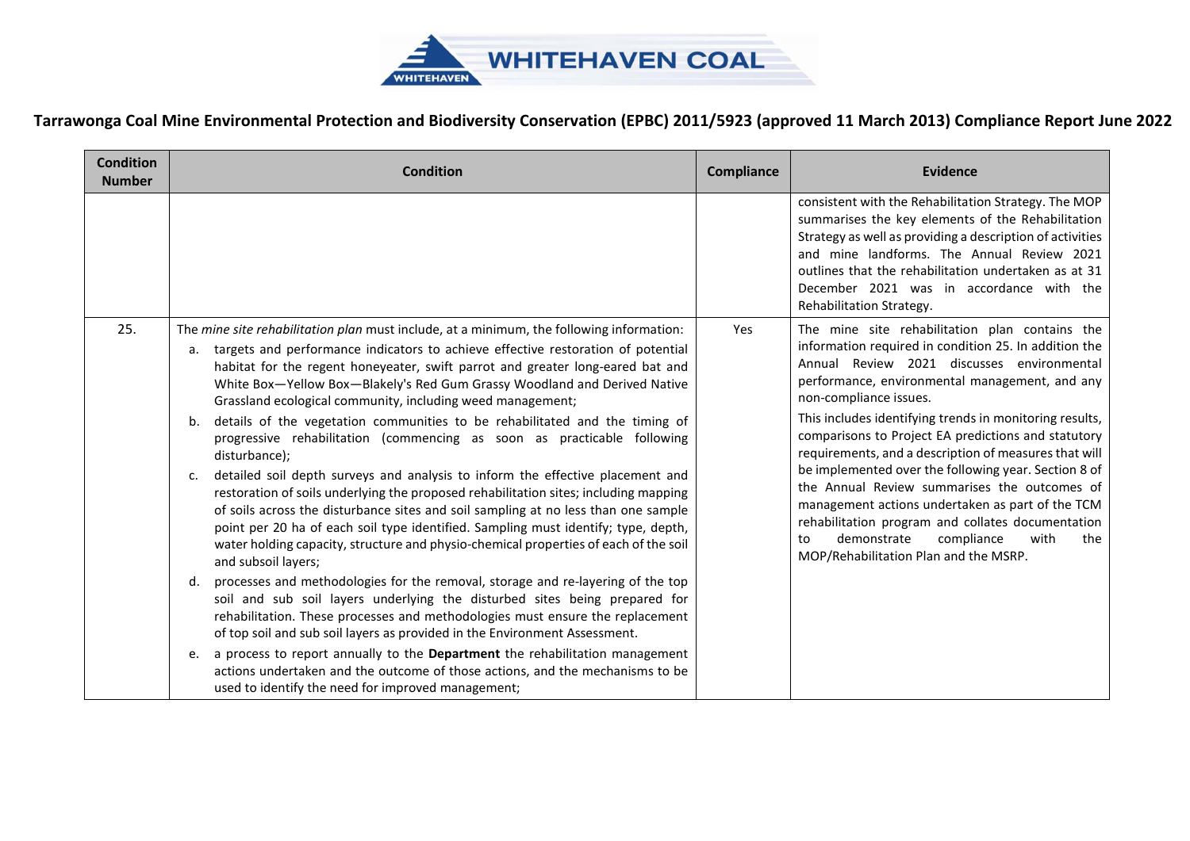# Tarrawonga Coal Mine Environmental Protection and Biodiversity Conservation (EPBC) 2011/5923 (approved 11 March 2013) Compliance Report June 2022

| Condition Number | Condition | Compliance | Evidence |
|---|---|---|---|
| | | | consistent with the Rehabilitation Strategy. The MOP summarises the key elements of the Rehabilitation Strategy as well as providing a description of activities and mine landforms. The Annual Review 2021 outlines that the rehabilitation undertaken as at 31 December 2021 was in accordance with the Rehabilitation Strategy. |
| 25. | The *mine site rehabilitation plan* must include, at a minimum, the following information:<br>a. targets and performance indicators to achieve effective restoration of potential habitat for the regent honeyeater, swift parrot and greater long-eared bat and White Box—Yellow Box—Blakely's Red Gum Grassy Woodland and Derived Native Grassland ecological community, including weed management;<br>b. details of the vegetation communities to be rehabilitated and the timing of progressive rehabilitation (commencing as soon as practicable following disturbance);<br>c. detailed soil depth surveys and analysis to inform the effective placement and restoration of soils underlying the proposed rehabilitation sites; including mapping of soils across the disturbance sites and soil sampling at no less than one sample point per 20 ha of each soil type identified. Sampling must identify; type, depth, water holding capacity, structure and physio-chemical properties of each of the soil and subsoil layers;<br>d. processes and methodologies for the removal, storage and re-layering of the top soil and sub soil layers underlying the disturbed sites being prepared for rehabilitation. These processes and methodologies must ensure the replacement of top soil and sub soil layers as provided in the Environment Assessment.<br>e. a process to report annually to the **Department** the rehabilitation management actions undertaken and the outcome of those actions, and the mechanisms to be used to identify the need for improved management; | Yes | The mine site rehabilitation plan contains the information required in condition 25. In addition the Annual Review 2021 discusses environmental performance, environmental management, and any non-compliance issues.<br>This includes identifying trends in monitoring results, comparisons to Project EA predictions and statutory requirements, and a description of measures that will be implemented over the following year. Section 8 of the Annual Review summarises the outcomes of management actions undertaken as part of the TCM rehabilitation program and collates documentation to demonstrate compliance with the MOP/Rehabilitation Plan and the MSRP. |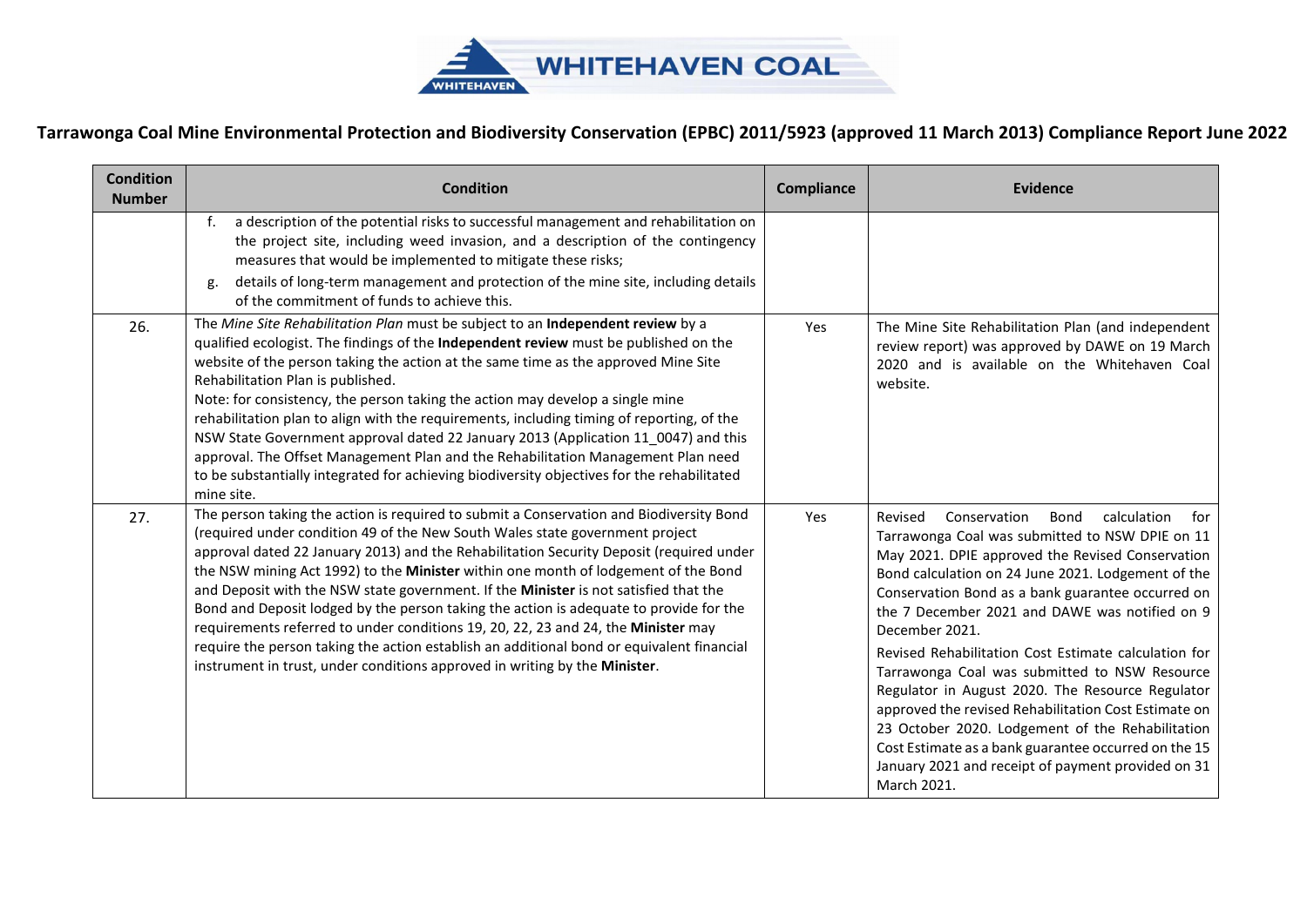# Tarrawonga Coal Mine Environmental Protection and Biodiversity Conservation (EPBC) 2011/5923 (approved 11 March 2013) Compliance Report June 2022

| Condition Number | Condition | Compliance | Evidence |
|---|---|---|---|
| | f. a description of the potential risks to successful management and rehabilitation on the project site, including weed invasion, and a description of the contingency measures that would be implemented to mitigate these risks;<br>g. details of long-term management and protection of the mine site, including details of the commitment of funds to achieve this. | | |
| 26. | The *Mine Site Rehabilitation Plan* must be subject to an **Independent review** by a qualified ecologist. The findings of the **Independent review** must be published on the website of the person taking the action at the same time as the approved Mine Site Rehabilitation Plan is published.<br>Note: for consistency, the person taking the action may develop a single mine rehabilitation plan to align with the requirements, including timing of reporting, of the NSW State Government approval dated 22 January 2013 (Application 11_0047) and this approval. The Offset Management Plan and the Rehabilitation Management Plan need to be substantially integrated for achieving biodiversity objectives for the rehabilitated mine site. | Yes | The Mine Site Rehabilitation Plan (and independent review report) was approved by DAWE on 19 March 2020 and is available on the Whitehaven Coal website. |
| 27. | The person taking the action is required to submit a Conservation and Biodiversity Bond (required under condition 49 of the New South Wales state government project approval dated 22 January 2013) and the Rehabilitation Security Deposit (required under the NSW mining Act 1992) to the **Minister** within one month of lodgement of the Bond and Deposit with the NSW state government. If the **Minister** is not satisfied that the Bond and Deposit lodged by the person taking the action is adequate to provide for the requirements referred to under conditions 19, 20, 22, 23 and 24, the **Minister** may require the person taking the action establish an additional bond or equivalent financial instrument in trust, under conditions approved in writing by the **Minister**. | Yes | Revised Conservation Bond calculation for Tarrawonga Coal was submitted to NSW DPIE on 11 May 2021. DPIE approved the Revised Conservation Bond calculation on 24 June 2021. Lodgement of the Conservation Bond as a bank guarantee occurred on the 7 December 2021 and DAWE was notified on 9 December 2021.<br>Revised Rehabilitation Cost Estimate calculation for Tarrawonga Coal was submitted to NSW Resource Regulator in August 2020. The Resource Regulator approved the revised Rehabilitation Cost Estimate on 23 October 2020. Lodgement of the Rehabilitation Cost Estimate as a bank guarantee occurred on the 15 January 2021 and receipt of payment provided on 31 March 2021. |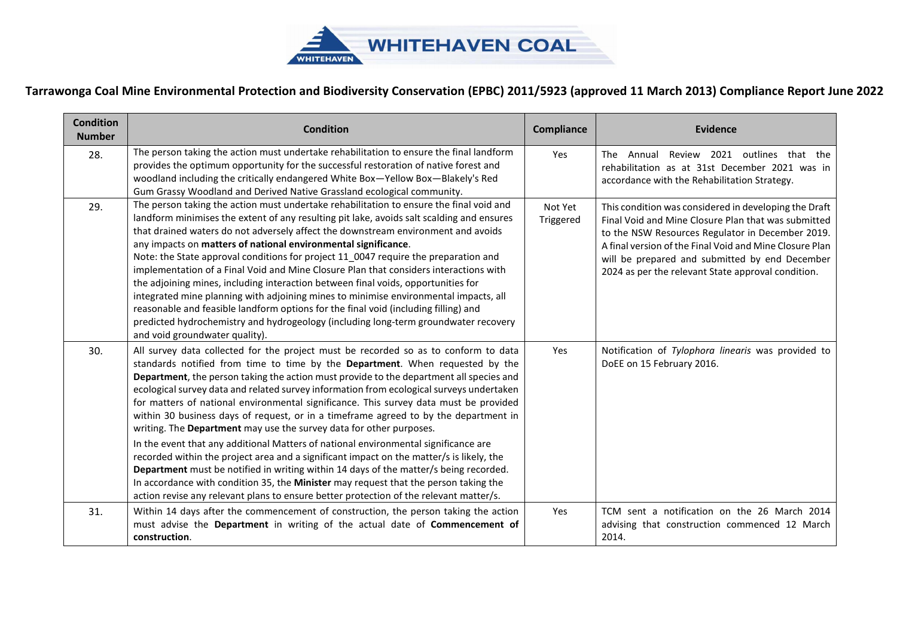# Tarrawonga Coal Mine Environmental Protection and Biodiversity Conservation (EPBC) 2011/5923 (approved 11 March 2013) Compliance Report June 2022

| Condition Number | Condition | Compliance | Evidence |
|---|---|---|---|
| 28. | The person taking the action must undertake rehabilitation to ensure the final landform provides the optimum opportunity for the successful restoration of native forest and woodland including the critically endangered White Box—Yellow Box—Blakely's Red Gum Grassy Woodland and Derived Native Grassland ecological community. | Yes | The Annual Review 2021 outlines that the rehabilitation as at 31st December 2021 was in accordance with the Rehabilitation Strategy. |
| 29. | The person taking the action must undertake rehabilitation to ensure the final void and landform minimises the extent of any resulting pit lake, avoids salt scalding and ensures that drained waters do not adversely affect the downstream environment and avoids any impacts on **matters of national environmental significance**.<br>Note: the State approval conditions for project 11_0047 require the preparation and implementation of a Final Void and Mine Closure Plan that considers interactions with the adjoining mines, including interaction between final voids, opportunities for integrated mine planning with adjoining mines to minimise environmental impacts, all reasonable and feasible landform options for the final void (including filling) and predicted hydrochemistry and hydrogeology (including long-term groundwater recovery and void groundwater quality). | Not Yet Triggered | This condition was considered in developing the Draft Final Void and Mine Closure Plan that was submitted to the NSW Resources Regulator in December 2019. A final version of the Final Void and Mine Closure Plan will be prepared and submitted by end December 2024 as per the relevant State approval condition. |
| 30. | All survey data collected for the project must be recorded so as to conform to data standards notified from time to time by the **Department**. When requested by the **Department**, the person taking the action must provide to the department all species and ecological survey data and related survey information from ecological surveys undertaken for matters of national environmental significance. This survey data must be provided within 30 business days of request, or in a timeframe agreed to by the department in writing. The **Department** may use the survey data for other purposes.<br>In the event that any additional Matters of national environmental significance are recorded within the project area and a significant impact on the matter/s is likely, the **Department** must be notified in writing within 14 days of the matter/s being recorded. In accordance with condition 35, the **Minister** may request that the person taking the action revise any relevant plans to ensure better protection of the relevant matter/s. | Yes | Notification of *Tylophora linearis* was provided to DoEE on 15 February 2016. |
| 31. | Within 14 days after the commencement of construction, the person taking the action must advise the **Department** in writing of the actual date of **Commencement of construction**. | Yes | TCM sent a notification on the 26 March 2014 advising that construction commenced 12 March 2014. |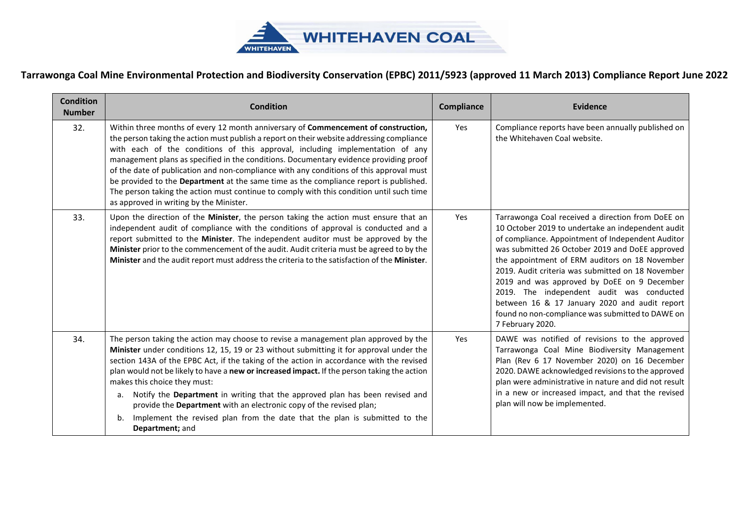# Tarrawonga Coal Mine Environmental Protection and Biodiversity Conservation (EPBC) 2011/5923 (approved 11 March 2013) Compliance Report June 2022

| Condition Number | Condition | Compliance | Evidence |
|---|---|---|---|
| 32. | Within three months of every 12 month anniversary of **Commencement of construction,** the person taking the action must publish a report on their website addressing compliance with each of the conditions of this approval, including implementation of any management plans as specified in the conditions. Documentary evidence providing proof of the date of publication and non-compliance with any conditions of this approval must be provided to the **Department** at the same time as the compliance report is published. The person taking the action must continue to comply with this condition until such time as approved in writing by the Minister. | Yes | Compliance reports have been annually published on the Whitehaven Coal website. |
| 33. | Upon the direction of the **Minister**, the person taking the action must ensure that an independent audit of compliance with the conditions of approval is conducted and a report submitted to the **Minister**. The independent auditor must be approved by the **Minister** prior to the commencement of the audit. Audit criteria must be agreed to by the **Minister** and the audit report must address the criteria to the satisfaction of the **Minister**. | Yes | Tarrawonga Coal received a direction from DoEE on 10 October 2019 to undertake an independent audit of compliance. Appointment of Independent Auditor was submitted 26 October 2019 and DoEE approved the appointment of ERM auditors on 18 November 2019. Audit criteria was submitted on 18 November 2019 and was approved by DoEE on 9 December 2019. The independent audit was conducted between 16 & 17 January 2020 and audit report found no non-compliance was submitted to DAWE on 7 February 2020. |
| 34. | The person taking the action may choose to revise a management plan approved by the **Minister** under conditions 12, 15, 19 or 23 without submitting it for approval under the section 143A of the EPBC Act, if the taking of the action in accordance with the revised plan would not be likely to have a **new or increased impact.** If the person taking the action makes this choice they must:<br>a. Notify the **Department** in writing that the approved plan has been revised and provide the **Department** with an electronic copy of the revised plan;<br>b. Implement the revised plan from the date that the plan is submitted to the **Department;** and | Yes | DAWE was notified of revisions to the approved Tarrawonga Coal Mine Biodiversity Management Plan (Rev 6 17 November 2020) on 16 December 2020. DAWE acknowledged revisions to the approved plan were administrative in nature and did not result in a new or increased impact, and that the revised plan will now be implemented. |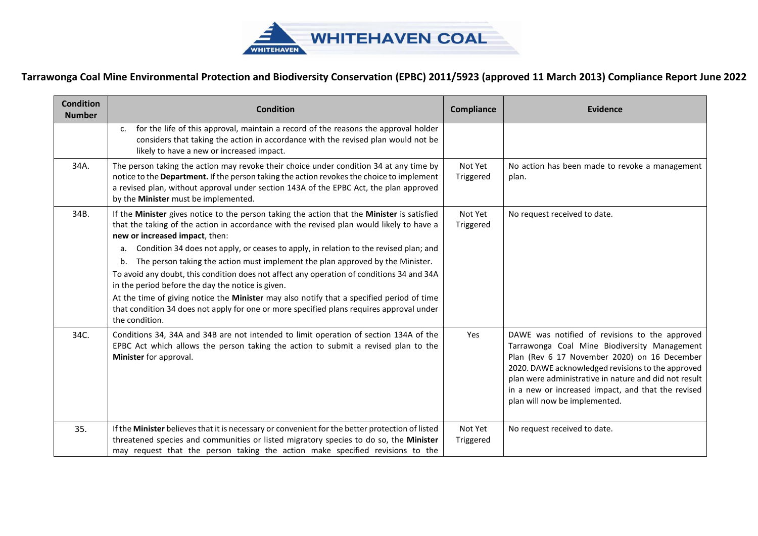# Tarrawonga Coal Mine Environmental Protection and Biodiversity Conservation (EPBC) 2011/5923 (approved 11 March 2013) Compliance Report June 2022

| Condition Number | Condition | Compliance | Evidence |
|---|---|---|---|
| | c. for the life of this approval, maintain a record of the reasons the approval holder considers that taking the action in accordance with the revised plan would not be likely to have a new or increased impact. | | |
| 34A. | The person taking the action may revoke their choice under condition 34 at any time by notice to the **Department.** If the person taking the action revokes the choice to implement a revised plan, without approval under section 143A of the EPBC Act, the plan approved by the **Minister** must be implemented. | Not Yet Triggered | No action has been made to revoke a management plan. |
| 34B. | If the **Minister** gives notice to the person taking the action that the **Minister** is satisfied that the taking of the action in accordance with the revised plan would likely to have a **new or increased impact**, then:<br>a. Condition 34 does not apply, or ceases to apply, in relation to the revised plan; and<br>b. The person taking the action must implement the plan approved by the Minister.<br>To avoid any doubt, this condition does not affect any operation of conditions 34 and 34A in the period before the day the notice is given.<br>At the time of giving notice the **Minister** may also notify that a specified period of time that condition 34 does not apply for one or more specified plans requires approval under the condition. | Not Yet Triggered | No request received to date. |
| 34C. | Conditions 34, 34A and 34B are not intended to limit operation of section 134A of the EPBC Act which allows the person taking the action to submit a revised plan to the **Minister** for approval. | Yes | DAWE was notified of revisions to the approved Tarrawonga Coal Mine Biodiversity Management Plan (Rev 6 17 November 2020) on 16 December 2020. DAWE acknowledged revisions to the approved plan were administrative in nature and did not result in a new or increased impact, and that the revised plan will now be implemented. |
| 35. | If the **Minister** believes that it is necessary or convenient for the better protection of listed threatened species and communities or listed migratory species to do so, the **Minister** may request that the person taking the action make specified revisions to the | Not Yet Triggered | No request received to date. |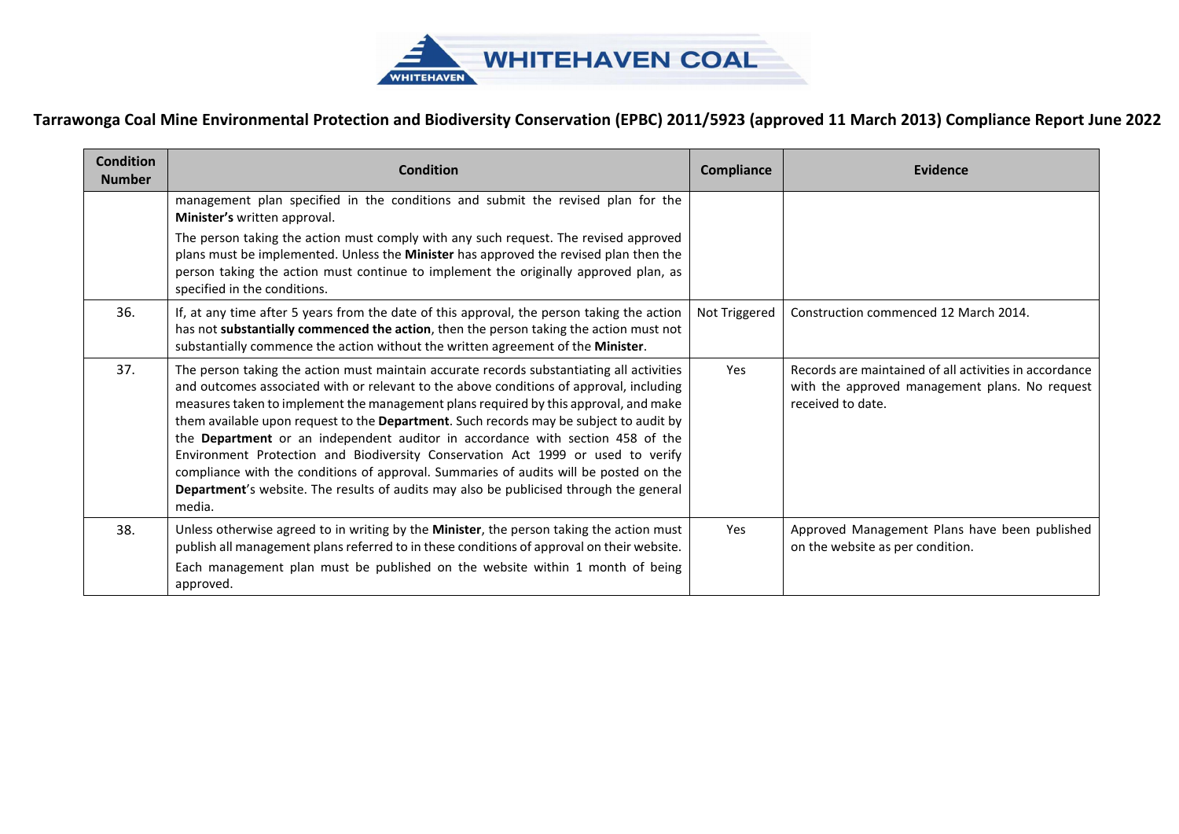# Tarrawonga Coal Mine Environmental Protection and Biodiversity Conservation (EPBC) 2011/5923 (approved 11 March 2013) Compliance Report June 2022

| Condition Number | Condition | Compliance | Evidence |
|---|---|---|---|
| | management plan specified in the conditions and submit the revised plan for the **Minister's** written approval. The person taking the action must comply with any such request. The revised approved plans must be implemented. Unless the **Minister** has approved the revised plan then the person taking the action must continue to implement the originally approved plan, as specified in the conditions. | | |
| 36. | If, at any time after 5 years from the date of this approval, the person taking the action has not **substantially commenced the action**, then the person taking the action must not substantially commence the action without the written agreement of the **Minister**. | Not Triggered | Construction commenced 12 March 2014. |
| 37. | The person taking the action must maintain accurate records substantiating all activities and outcomes associated with or relevant to the above conditions of approval, including measures taken to implement the management plans required by this approval, and make them available upon request to the **Department**. Such records may be subject to audit by the **Department** or an independent auditor in accordance with section 458 of the Environment Protection and Biodiversity Conservation Act 1999 or used to verify compliance with the conditions of approval. Summaries of audits will be posted on the **Department**'s website. The results of audits may also be publicised through the general media. | Yes | Records are maintained of all activities in accordance with the approved management plans. No request received to date. |
| 38. | Unless otherwise agreed to in writing by the **Minister**, the person taking the action must publish all management plans referred to in these conditions of approval on their website. Each management plan must be published on the website within 1 month of being approved. | Yes | Approved Management Plans have been published on the website as per condition. |